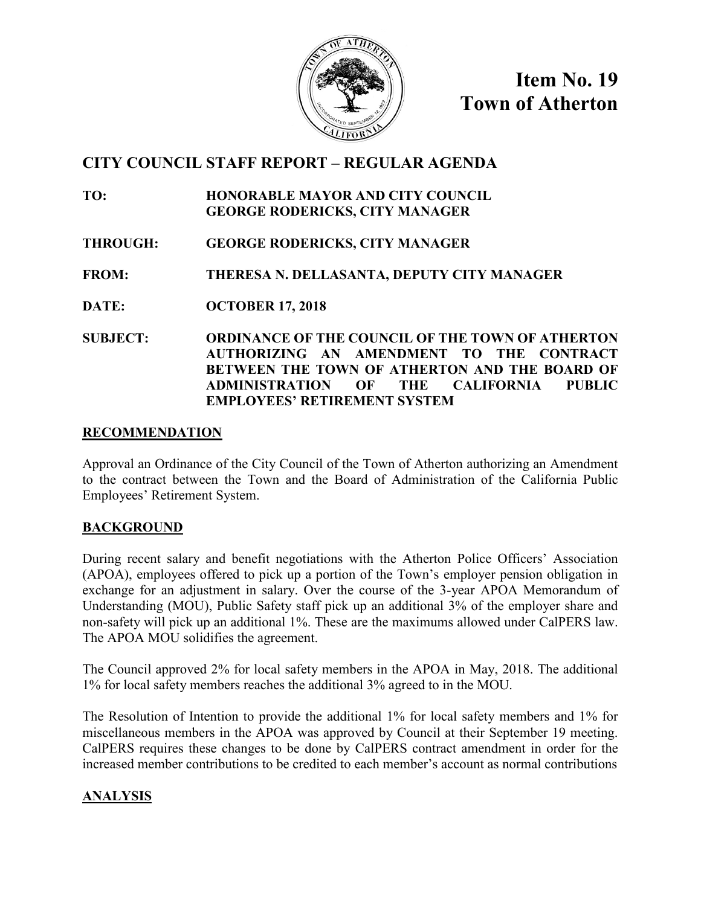**Item No. 19**
**Town of Atherton**

## CITY COUNCIL STAFF REPORT – REGULAR AGENDA

**TO:** HONORABLE MAYOR AND CITY COUNCIL
GEORGE RODERICKS, CITY MANAGER

**THROUGH:** GEORGE RODERICKS, CITY MANAGER

**FROM:** THERESA N. DELLASANTA, DEPUTY CITY MANAGER

**DATE:** OCTOBER 17, 2018

**SUBJECT:** ORDINANCE OF THE COUNCIL OF THE TOWN OF ATHERTON AUTHORIZING AN AMENDMENT TO THE CONTRACT BETWEEN THE TOWN OF ATHERTON AND THE BOARD OF ADMINISTRATION OF THE CALIFORNIA PUBLIC EMPLOYEES' RETIREMENT SYSTEM

### RECOMMENDATION

Approval an Ordinance of the City Council of the Town of Atherton authorizing an Amendment to the contract between the Town and the Board of Administration of the California Public Employees' Retirement System.

### BACKGROUND

During recent salary and benefit negotiations with the Atherton Police Officers' Association (APOA), employees offered to pick up a portion of the Town's employer pension obligation in exchange for an adjustment in salary. Over the course of the 3-year APOA Memorandum of Understanding (MOU), Public Safety staff pick up an additional 3% of the employer share and non-safety will pick up an additional 1%. These are the maximums allowed under CalPERS law. The APOA MOU solidifies the agreement.

The Council approved 2% for local safety members in the APOA in May, 2018. The additional 1% for local safety members reaches the additional 3% agreed to in the MOU.

The Resolution of Intention to provide the additional 1% for local safety members and 1% for miscellaneous members in the APOA was approved by Council at their September 19 meeting. CalPERS requires these changes to be done by CalPERS contract amendment in order for the increased member contributions to be credited to each member's account as normal contributions

### ANALYSIS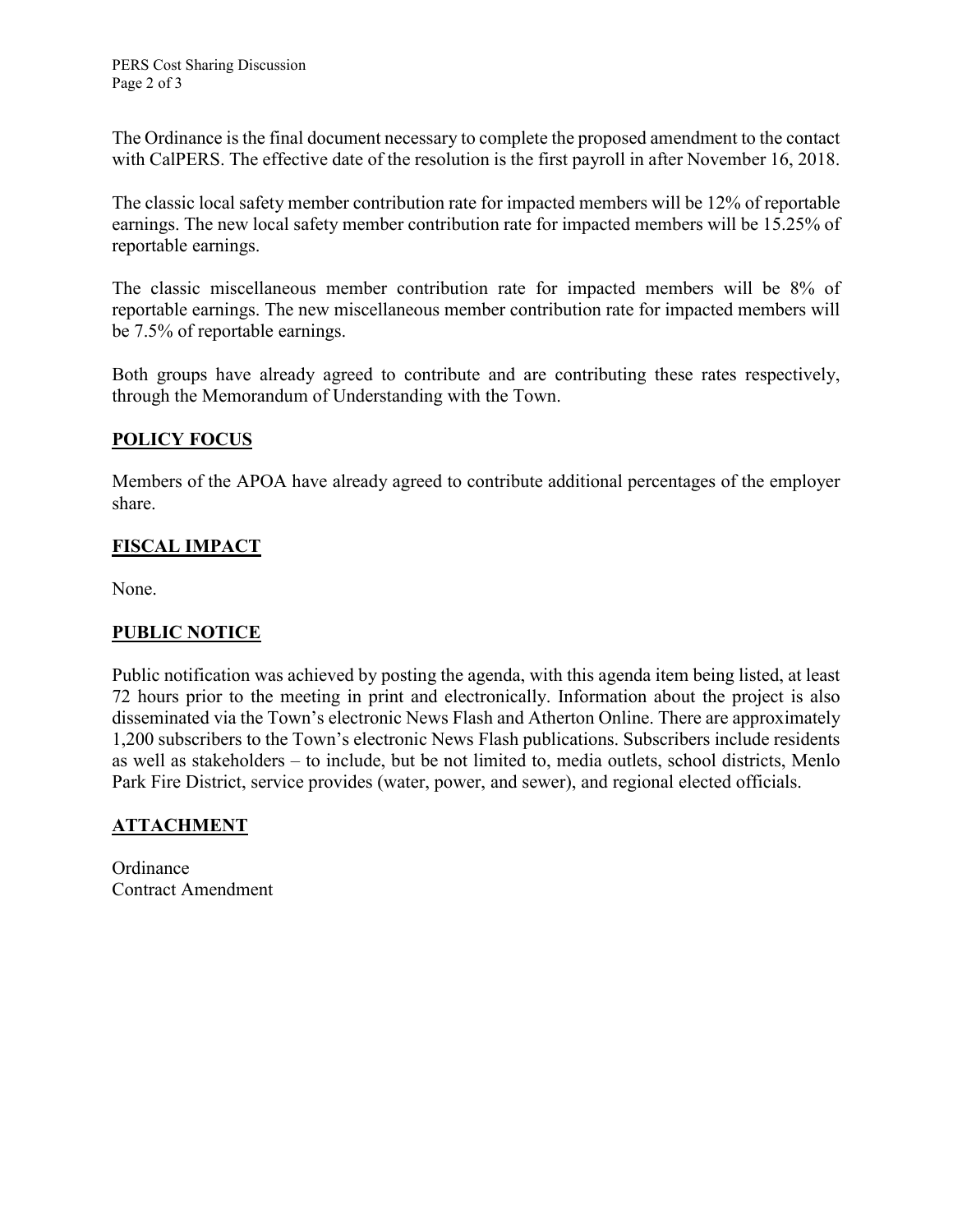The Ordinance is the final document necessary to complete the proposed amendment to the contact with CalPERS. The effective date of the resolution is the first payroll in after November 16, 2018.

The classic local safety member contribution rate for impacted members will be 12% of reportable earnings. The new local safety member contribution rate for impacted members will be 15.25% of reportable earnings.

The classic miscellaneous member contribution rate for impacted members will be 8% of reportable earnings. The new miscellaneous member contribution rate for impacted members will be 7.5% of reportable earnings.

Both groups have already agreed to contribute and are contributing these rates respectively, through the Memorandum of Understanding with the Town.

## POLICY FOCUS

Members of the APOA have already agreed to contribute additional percentages of the employer share.

## FISCAL IMPACT

None.

## PUBLIC NOTICE

Public notification was achieved by posting the agenda, with this agenda item being listed, at least 72 hours prior to the meeting in print and electronically. Information about the project is also disseminated via the Town's electronic News Flash and Atherton Online. There are approximately 1,200 subscribers to the Town's electronic News Flash publications. Subscribers include residents as well as stakeholders – to include, but be not limited to, media outlets, school districts, Menlo Park Fire District, service provides (water, power, and sewer), and regional elected officials.

## ATTACHMENT

Ordinance
Contract Amendment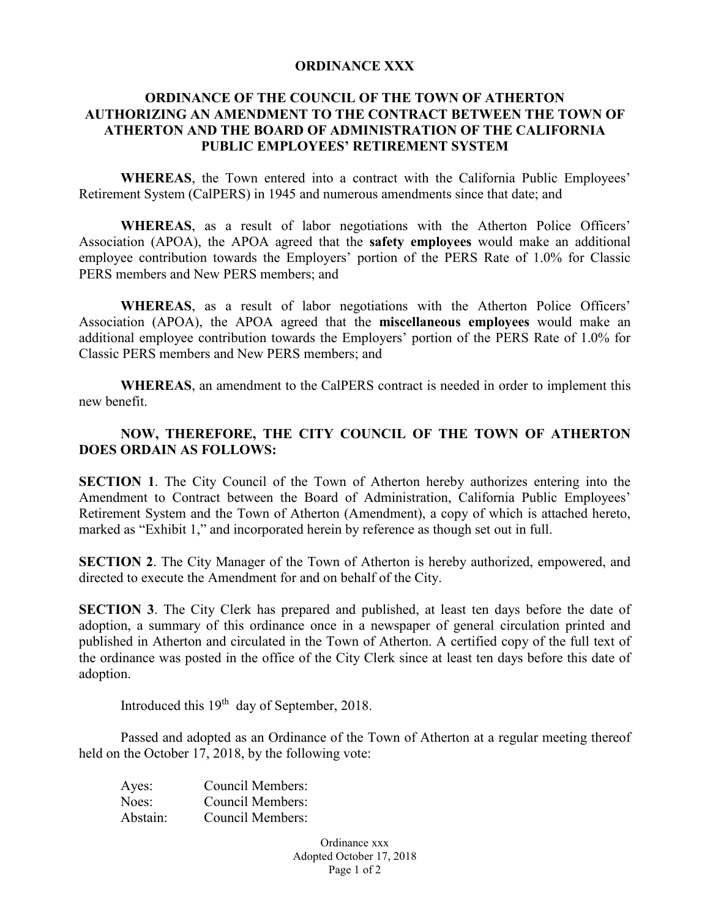**ORDINANCE XXX**

**ORDINANCE OF THE COUNCIL OF THE TOWN OF ATHERTON AUTHORIZING AN AMENDMENT TO THE CONTRACT BETWEEN THE TOWN OF ATHERTON AND THE BOARD OF ADMINISTRATION OF THE CALIFORNIA PUBLIC EMPLOYEES' RETIREMENT SYSTEM**

**WHEREAS**, the Town entered into a contract with the California Public Employees' Retirement System (CalPERS) in 1945 and numerous amendments since that date; and

**WHEREAS**, as a result of labor negotiations with the Atherton Police Officers' Association (APOA), the APOA agreed that the **safety employees** would make an additional employee contribution towards the Employers' portion of the PERS Rate of 1.0% for Classic PERS members and New PERS members; and

**WHEREAS**, as a result of labor negotiations with the Atherton Police Officers' Association (APOA), the APOA agreed that the **miscellaneous employees** would make an additional employee contribution towards the Employers' portion of the PERS Rate of 1.0% for Classic PERS members and New PERS members; and

**WHEREAS**, an amendment to the CalPERS contract is needed in order to implement this new benefit.

**NOW, THEREFORE, THE CITY COUNCIL OF THE TOWN OF ATHERTON DOES ORDAIN AS FOLLOWS:**

**SECTION 1**. The City Council of the Town of Atherton hereby authorizes entering into the Amendment to Contract between the Board of Administration, California Public Employees' Retirement System and the Town of Atherton (Amendment), a copy of which is attached hereto, marked as "Exhibit 1," and incorporated herein by reference as though set out in full.

**SECTION 2**. The City Manager of the Town of Atherton is hereby authorized, empowered, and directed to execute the Amendment for and on behalf of the City.

**SECTION 3**. The City Clerk has prepared and published, at least ten days before the date of adoption, a summary of this ordinance once in a newspaper of general circulation printed and published in Atherton and circulated in the Town of Atherton. A certified copy of the full text of the ordinance was posted in the office of the City Clerk since at least ten days before this date of adoption.

Introduced this 19th day of September, 2018.

Passed and adopted as an Ordinance of the Town of Atherton at a regular meeting thereof held on the October 17, 2018, by the following vote:

Ayes: Council Members:
Noes: Council Members:
Abstain: Council Members: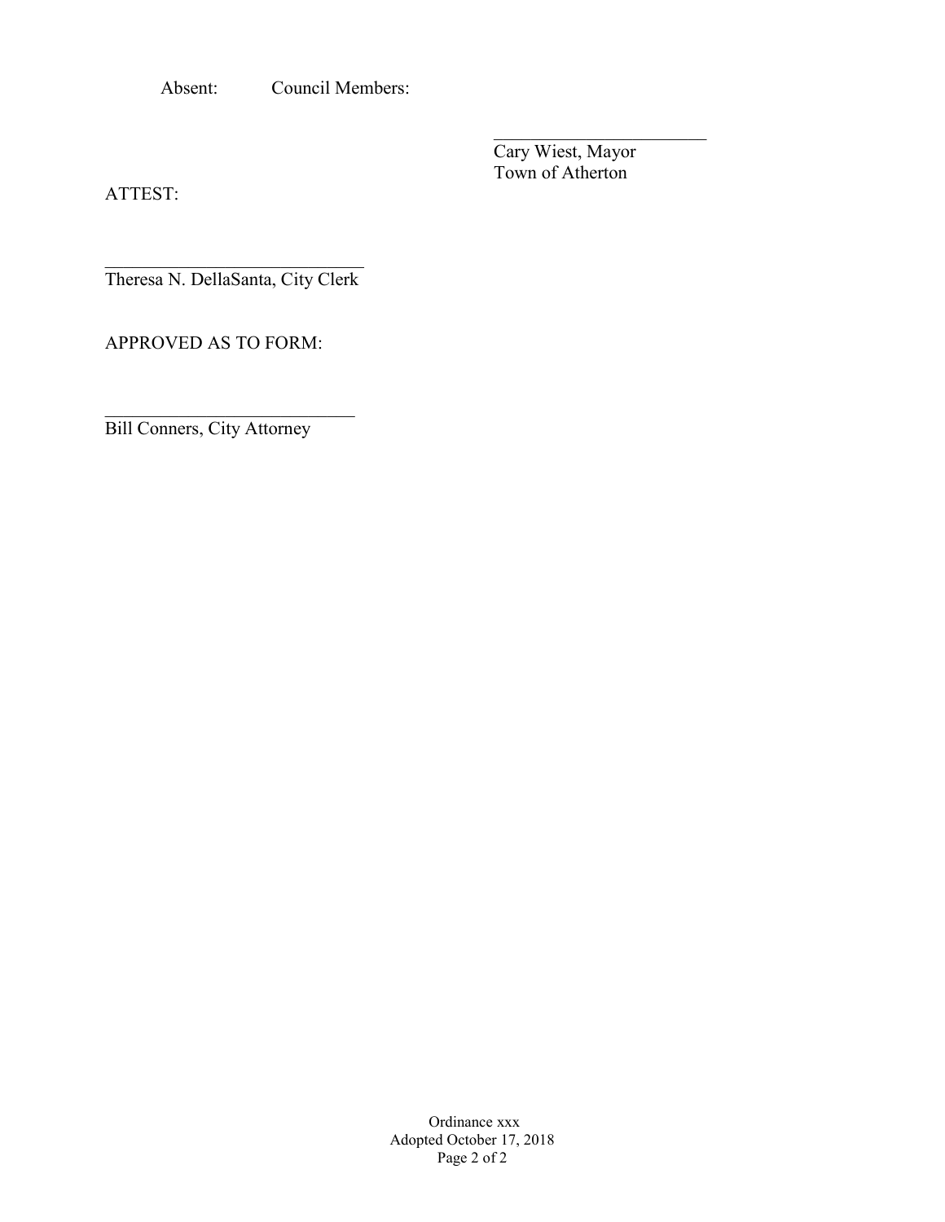Absent: Council Members:

\_\_\_\_\_\_\_\_\_\_\_\_\_\_\_\_\_\_\_\_\_\_\_\_

Cary Wiest, Mayor
Town of Atherton

ATTEST:

\_\_\_\_\_\_\_\_\_\_\_\_\_\_\_\_\_\_\_\_\_\_\_\_\_\_\_\_\_\_

Theresa N. DellaSanta, City Clerk

APPROVED AS TO FORM:

\_\_\_\_\_\_\_\_\_\_\_\_\_\_\_\_\_\_\_\_\_\_\_\_\_\_\_\_\_

Bill Conners, City Attorney

Ordinance xxx
Adopted October 17, 2018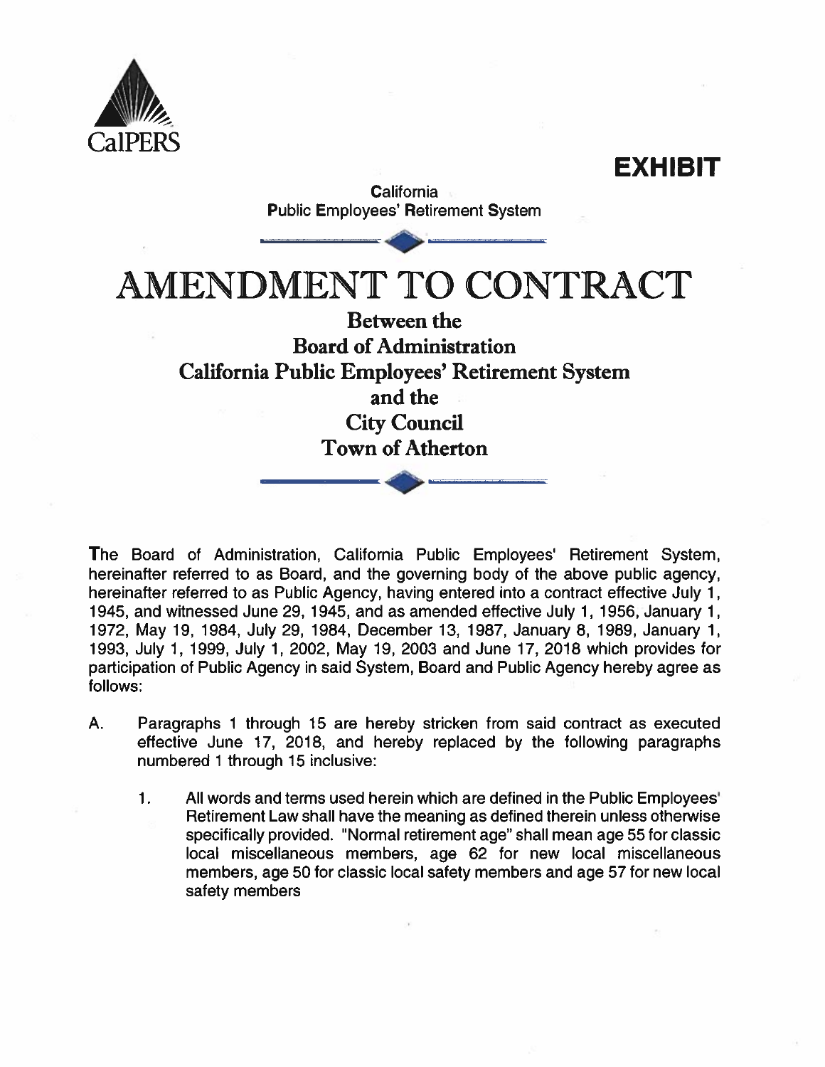CalPERS

**EXHIBIT**

California
Public Employees' Retirement System

# AMENDMENT TO CONTRACT

## Between the Board of Administration California Public Employees' Retirement System and the City Council Town of Atherton

The Board of Administration, California Public Employees' Retirement System, hereinafter referred to as Board, and the governing body of the above public agency, hereinafter referred to as Public Agency, having entered into a contract effective July 1, 1945, and witnessed June 29, 1945, and as amended effective July 1, 1956, January 1, 1972, May 19, 1984, July 29, 1984, December 13, 1987, January 8, 1989, January 1, 1993, July 1, 1999, July 1, 2002, May 19, 2003 and June 17, 2018 which provides for participation of Public Agency in said System, Board and Public Agency hereby agree as follows:

A. Paragraphs 1 through 15 are hereby stricken from said contract as executed effective June 17, 2018, and hereby replaced by the following paragraphs numbered 1 through 15 inclusive:

   1. All words and terms used herein which are defined in the Public Employees' Retirement Law shall have the meaning as defined therein unless otherwise specifically provided. "Normal retirement age" shall mean age 55 for classic local miscellaneous members, age 62 for new local miscellaneous members, age 50 for classic local safety members and age 57 for new local safety members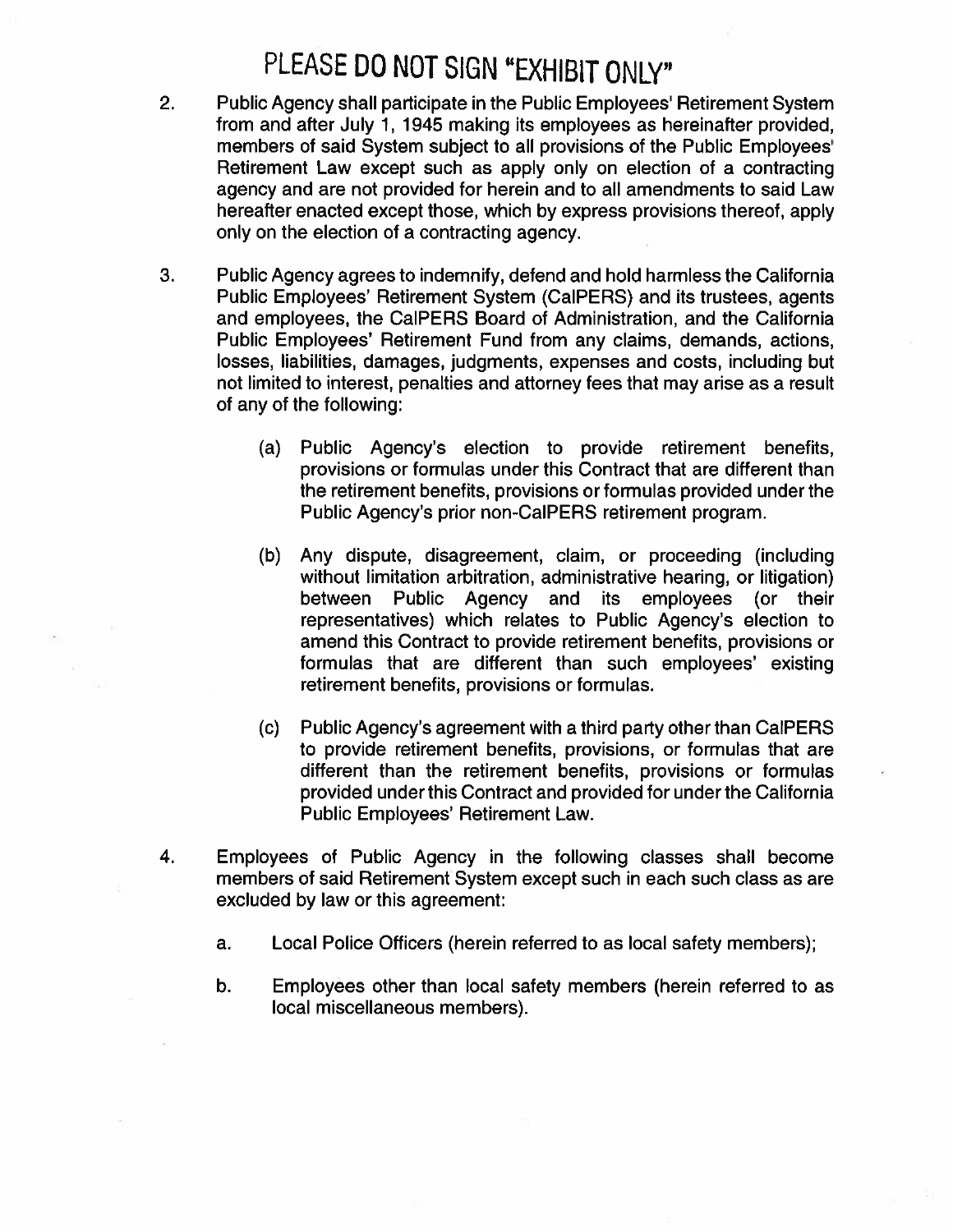# PLEASE DO NOT SIGN "EXHIBIT ONLY"

2. Public Agency shall participate in the Public Employees' Retirement System from and after July 1, 1945 making its employees as hereinafter provided, members of said System subject to all provisions of the Public Employees' Retirement Law except such as apply only on election of a contracting agency and are not provided for herein and to all amendments to said Law hereafter enacted except those, which by express provisions thereof, apply only on the election of a contracting agency.

3. Public Agency agrees to indemnify, defend and hold harmless the California Public Employees' Retirement System (CalPERS) and its trustees, agents and employees, the CalPERS Board of Administration, and the California Public Employees' Retirement Fund from any claims, demands, actions, losses, liabilities, damages, judgments, expenses and costs, including but not limited to interest, penalties and attorney fees that may arise as a result of any of the following:

   (a) Public Agency's election to provide retirement benefits, provisions or formulas under this Contract that are different than the retirement benefits, provisions or formulas provided under the Public Agency's prior non-CalPERS retirement program.

   (b) Any dispute, disagreement, claim, or proceeding (including without limitation arbitration, administrative hearing, or litigation) between Public Agency and its employees (or their representatives) which relates to Public Agency's election to amend this Contract to provide retirement benefits, provisions or formulas that are different than such employees' existing retirement benefits, provisions or formulas.

   (c) Public Agency's agreement with a third party other than CalPERS to provide retirement benefits, provisions, or formulas that are different than the retirement benefits, provisions or formulas provided under this Contract and provided for under the California Public Employees' Retirement Law.

4. Employees of Public Agency in the following classes shall become members of said Retirement System except such in each such class as are excluded by law or this agreement:

   a. Local Police Officers (herein referred to as local safety members);

   b. Employees other than local safety members (herein referred to as local miscellaneous members).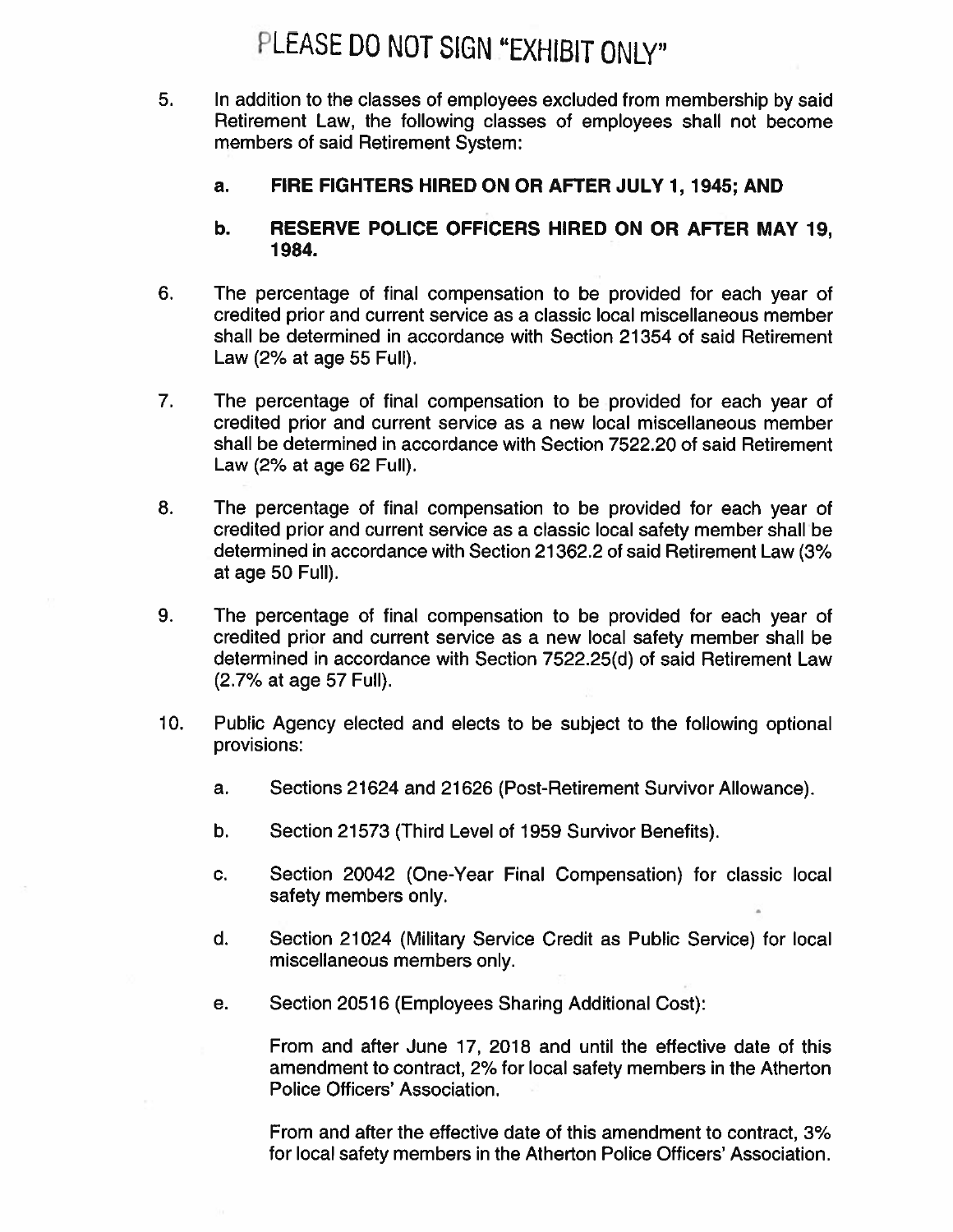PLEASE DO NOT SIGN "EXHIBIT ONLY"

5. In addition to the classes of employees excluded from membership by said Retirement Law, the following classes of employees shall not become members of said Retirement System:

   a. **FIRE FIGHTERS HIRED ON OR AFTER JULY 1, 1945; AND**

   b. **RESERVE POLICE OFFICERS HIRED ON OR AFTER MAY 19, 1984.**

6. The percentage of final compensation to be provided for each year of credited prior and current service as a classic local miscellaneous member shall be determined in accordance with Section 21354 of said Retirement Law (2% at age 55 Full).

7. The percentage of final compensation to be provided for each year of credited prior and current service as a new local miscellaneous member shall be determined in accordance with Section 7522.20 of said Retirement Law (2% at age 62 Full).

8. The percentage of final compensation to be provided for each year of credited prior and current service as a classic local safety member shall be determined in accordance with Section 21362.2 of said Retirement Law (3% at age 50 Full).

9. The percentage of final compensation to be provided for each year of credited prior and current service as a new local safety member shall be determined in accordance with Section 7522.25(d) of said Retirement Law (2.7% at age 57 Full).

10. Public Agency elected and elects to be subject to the following optional provisions:

    a. Sections 21624 and 21626 (Post-Retirement Survivor Allowance).

    b. Section 21573 (Third Level of 1959 Survivor Benefits).

    c. Section 20042 (One-Year Final Compensation) for classic local safety members only.

    d. Section 21024 (Military Service Credit as Public Service) for local miscellaneous members only.

    e. Section 20516 (Employees Sharing Additional Cost):

       From and after June 17, 2018 and until the effective date of this amendment to contract, 2% for local safety members in the Atherton Police Officers' Association.

       From and after the effective date of this amendment to contract, 3% for local safety members in the Atherton Police Officers' Association.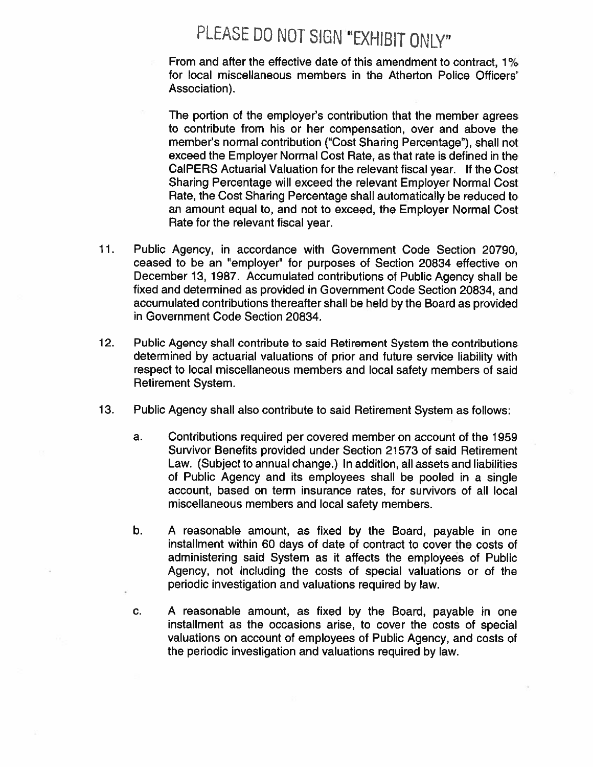PLEASE DO NOT SIGN "EXHIBIT ONLY"

From and after the effective date of this amendment to contract, 1% for local miscellaneous members in the Atherton Police Officers' Association).

The portion of the employer's contribution that the member agrees to contribute from his or her compensation, over and above the member's normal contribution ("Cost Sharing Percentage"), shall not exceed the Employer Normal Cost Rate, as that rate is defined in the CalPERS Actuarial Valuation for the relevant fiscal year. If the Cost Sharing Percentage will exceed the relevant Employer Normal Cost Rate, the Cost Sharing Percentage shall automatically be reduced to an amount equal to, and not to exceed, the Employer Normal Cost Rate for the relevant fiscal year.

11. Public Agency, in accordance with Government Code Section 20790, ceased to be an "employer" for purposes of Section 20834 effective on December 13, 1987. Accumulated contributions of Public Agency shall be fixed and determined as provided in Government Code Section 20834, and accumulated contributions thereafter shall be held by the Board as provided in Government Code Section 20834.

12. Public Agency shall contribute to said Retirement System the contributions determined by actuarial valuations of prior and future service liability with respect to local miscellaneous members and local safety members of said Retirement System.

13. Public Agency shall also contribute to said Retirement System as follows:

    a. Contributions required per covered member on account of the 1959 Survivor Benefits provided under Section 21573 of said Retirement Law. (Subject to annual change.) In addition, all assets and liabilities of Public Agency and its employees shall be pooled in a single account, based on term insurance rates, for survivors of all local miscellaneous members and local safety members.

    b. A reasonable amount, as fixed by the Board, payable in one installment within 60 days of date of contract to cover the costs of administering said System as it affects the employees of Public Agency, not including the costs of special valuations or of the periodic investigation and valuations required by law.

    c. A reasonable amount, as fixed by the Board, payable in one installment as the occasions arise, to cover the costs of special valuations on account of employees of Public Agency, and costs of the periodic investigation and valuations required by law.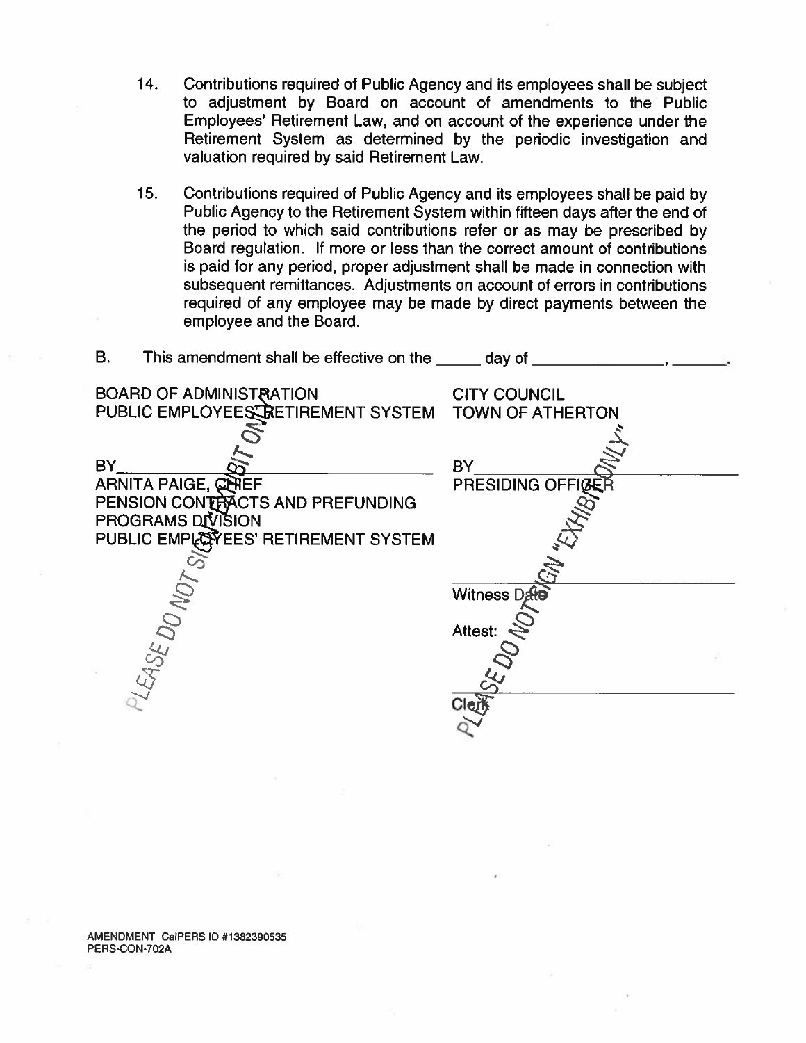14. Contributions required of Public Agency and its employees shall be subject to adjustment by Board on account of amendments to the Public Employees' Retirement Law, and on account of the experience under the Retirement System as determined by the periodic investigation and valuation required by said Retirement Law.

15. Contributions required of Public Agency and its employees shall be paid by Public Agency to the Retirement System within fifteen days after the end of the period to which said contributions refer or as may be prescribed by Board regulation. If more or less than the correct amount of contributions is paid for any period, proper adjustment shall be made in connection with subsequent remittances. Adjustments on account of errors in contributions required of any employee may be made by direct payments between the employee and the Board.

B. This amendment shall be effective on the _____ day of ______________, ______.

BOARD OF ADMINISTRATION
PUBLIC EMPLOYEES' RETIREMENT SYSTEM

BY______________________________
ARNITA PAIGE, CHIEF
PENSION CONTRACTS AND PREFUNDING PROGRAMS DIVISION
PUBLIC EMPLOYEES' RETIREMENT SYSTEM

CITY COUNCIL
TOWN OF ATHERTON

BY______________________________
PRESIDING OFFICER

______________________________
Witness Date

Attest:

______________________________
Clerk

PLEASE DO NOT SIGN "EXHIBIT ONLY"

PLEASE DO NOT SIGN "EXHIBIT ONLY"

AMENDMENT CalPERS ID #1382390535
PERS-CON-702A